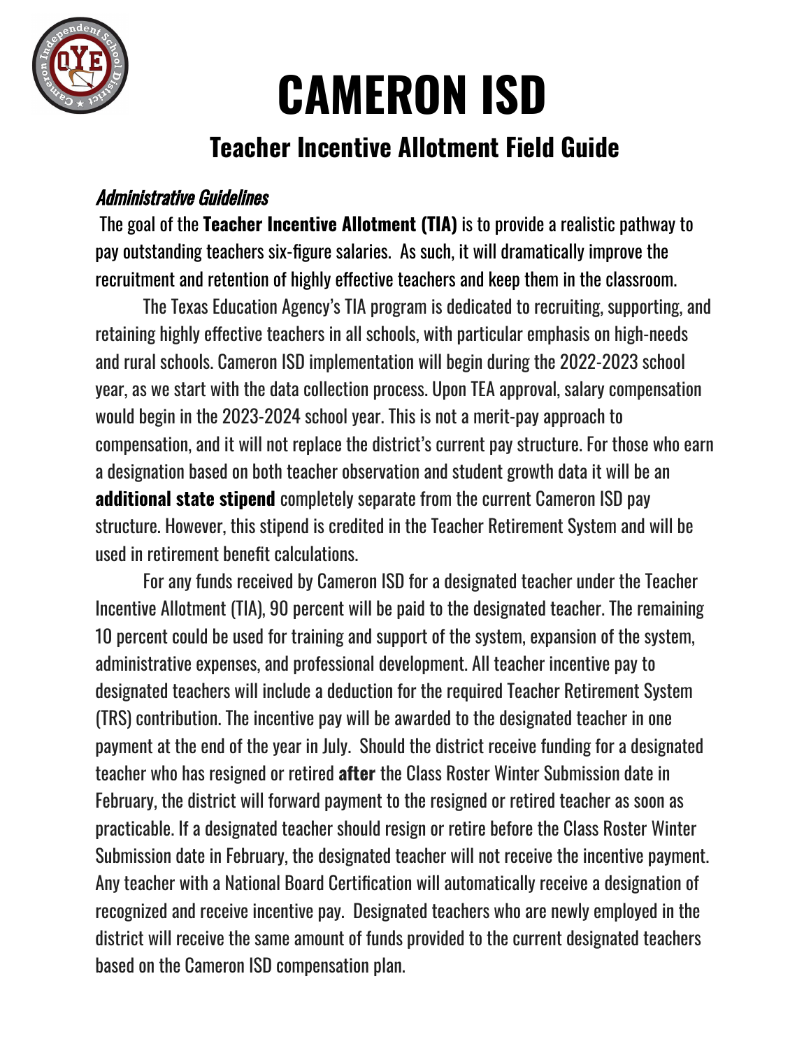# CAMERON ISD

## Teacher Incentive Allotment Field Guide

### *Administrative Guidelines*

The goal of the **Teacher Incentive Allotment (TIA)** is to provide a realistic pathway to pay outstanding teachers six-figure salaries. As such, it will dramatically improve the recruitment and retention of highly effective teachers and keep them in the classroom.

The Texas Education Agency's TIA program is dedicated to recruiting, supporting, and retaining highly effective teachers in all schools, with particular emphasis on high-needs and rural schools. Cameron ISD implementation will begin during the 2022-2023 school year, as we start with the data collection process. Upon TEA approval, salary compensation would begin in the 2023-2024 school year. This is not a merit-pay approach to compensation, and it will not replace the district's current pay structure. For those who earn a designation based on both teacher observation and student growth data it will be an **additional state stipend** completely separate from the current Cameron ISD pay structure. However, this stipend is credited in the Teacher Retirement System and will be used in retirement benefit calculations.

For any funds received by Cameron ISD for a designated teacher under the Teacher Incentive Allotment (TIA), 90 percent will be paid to the designated teacher. The remaining 10 percent could be used for training and support of the system, expansion of the system, administrative expenses, and professional development. All teacher incentive pay to designated teachers will include a deduction for the required Teacher Retirement System (TRS) contribution. The incentive pay will be awarded to the designated teacher in one payment at the end of the year in July. Should the district receive funding for a designated teacher who has resigned or retired **after** the Class Roster Winter Submission date in February, the district will forward payment to the resigned or retired teacher as soon as practicable. If a designated teacher should resign or retire before the Class Roster Winter Submission date in February, the designated teacher will not receive the incentive payment. Any teacher with a National Board Certification will automatically receive a designation of recognized and receive incentive pay. Designated teachers who are newly employed in the district will receive the same amount of funds provided to the current designated teachers based on the Cameron ISD compensation plan.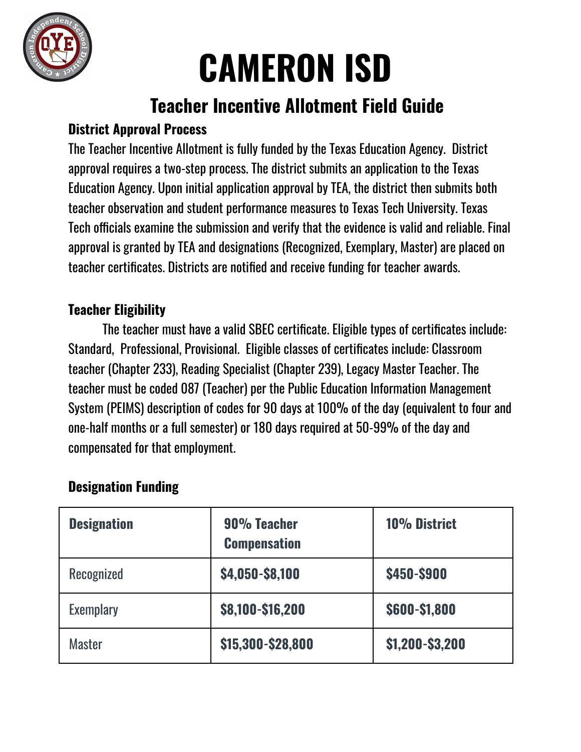# CAMERON ISD

## Teacher Incentive Allotment Field Guide

### District Approval Process

The Teacher Incentive Allotment is fully funded by the Texas Education Agency. District approval requires a two-step process. The district submits an application to the Texas Education Agency. Upon initial application approval by TEA, the district then submits both teacher observation and student performance measures to Texas Tech University. Texas Tech officials examine the submission and verify that the evidence is valid and reliable. Final approval is granted by TEA and designations (Recognized, Exemplary, Master) are placed on teacher certificates. Districts are notified and receive funding for teacher awards.

### Teacher Eligibility

The teacher must have a valid SBEC certificate. Eligible types of certificates include: Standard, Professional, Provisional. Eligible classes of certificates include: Classroom teacher (Chapter 233), Reading Specialist (Chapter 239), Legacy Master Teacher. The teacher must be coded 087 (Teacher) per the Public Education Information Management System (PEIMS) description of codes for 90 days at 100% of the day (equivalent to four and one-half months or a full semester) or 180 days required at 50-99% of the day and compensated for that employment.

### Designation Funding

| Designation | 90% Teacher Compensation | 10% District |
|---|---|---|
| Recognized | **$4,050-$8,100** | **$450-$900** |
| Exemplary | **$8,100-$16,200** | **$600-$1,800** |
| Master | **$15,300-$28,800** | **$1,200-$3,200** |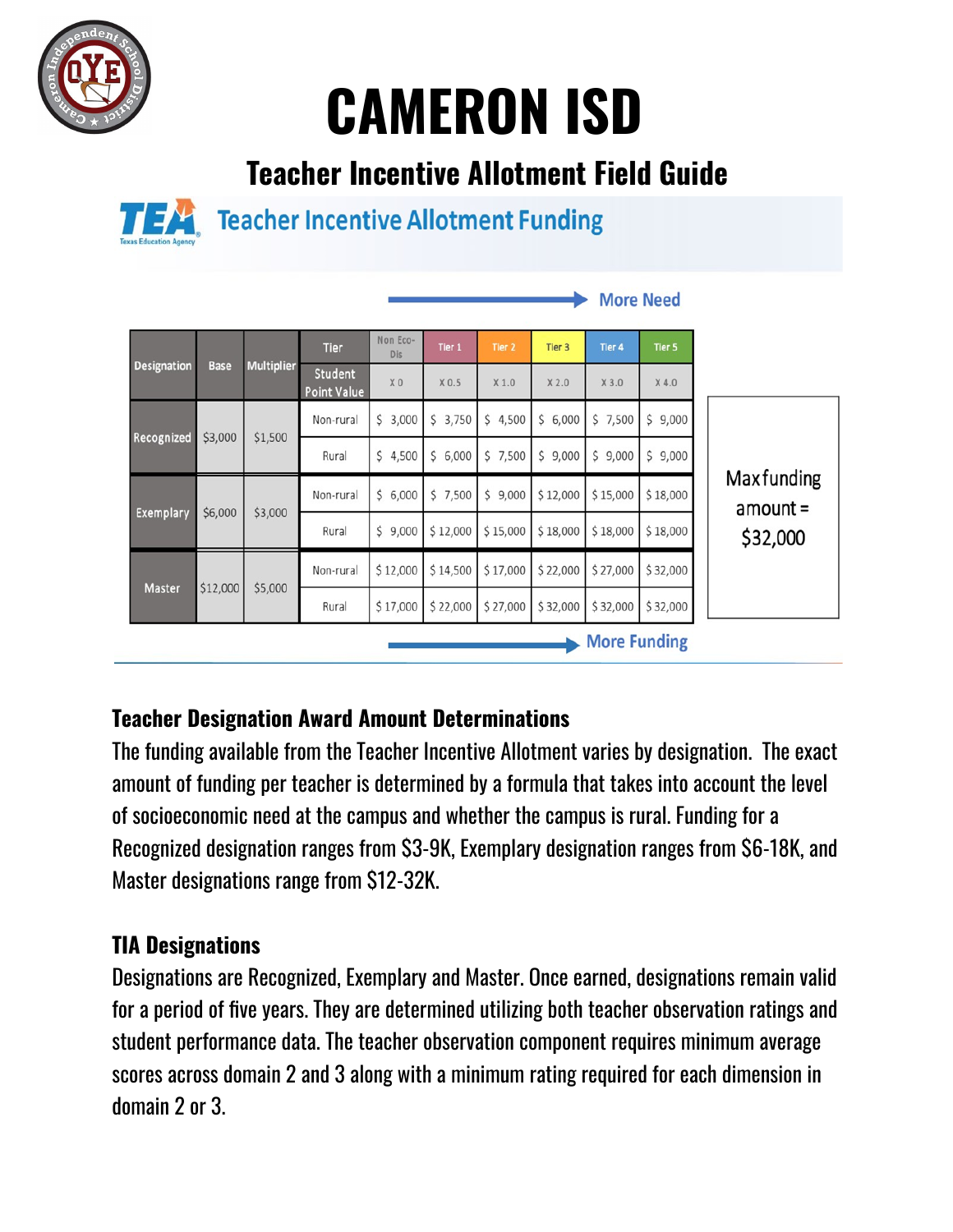# CAMERON ISD

## Teacher Incentive Allotment Field Guide

Teacher Incentive Allotment Funding

More Need

| Designation | Base | Multiplier | Tier | Non Eco-Dis | Tier 1 | Tier 2 | Tier 3 | Tier 4 | Tier 5 |
|---|---|---|---|---|---|---|---|---|---|
| | | | Student Point Value | X 0 | X 0.5 | X 1.0 | X 2.0 | X 3.0 | X 4.0 |
| Recognized | $3,000 | $1,500 | Non-rural | $ 3,000 | $ 3,750 | $ 4,500 | $ 6,000 | $ 7,500 | $ 9,000 |
| | | | Rural | $ 4,500 | $ 6,000 | $ 7,500 | $ 9,000 | $ 9,000 | $ 9,000 |
| Exemplary | $6,000 | $3,000 | Non-rural | $ 6,000 | $ 7,500 | $ 9,000 | $ 12,000 | $ 15,000 | $ 18,000 |
| | | | Rural | $ 9,000 | $ 12,000 | $ 15,000 | $ 18,000 | $ 18,000 | $ 18,000 |
| Master | $12,000 | $5,000 | Non-rural | $ 12,000 | $ 14,500 | $ 17,000 | $ 22,000 | $ 27,000 | $ 32,000 |
| | | | Rural | $ 17,000 | $ 22,000 | $ 27,000 | $ 32,000 | $ 32,000 | $ 32,000 |

More Funding

Max funding amount = $32,000

### Teacher Designation Award Amount Determinations

The funding available from the Teacher Incentive Allotment varies by designation. The exact amount of funding per teacher is determined by a formula that takes into account the level of socioeconomic need at the campus and whether the campus is rural. Funding for a Recognized designation ranges from $3-9K, Exemplary designation ranges from $6-18K, and Master designations range from $12-32K.

### TIA Designations

Designations are Recognized, Exemplary and Master. Once earned, designations remain valid for a period of five years. They are determined utilizing both teacher observation ratings and student performance data. The teacher observation component requires minimum average scores across domain 2 and 3 along with a minimum rating required for each dimension in domain 2 or 3.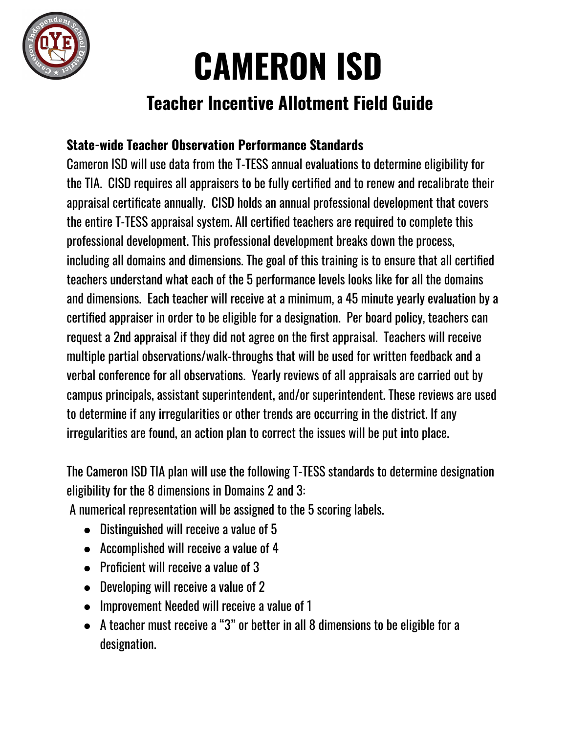# CAMERON ISD

## Teacher Incentive Allotment Field Guide

### State-wide Teacher Observation Performance Standards

Cameron ISD will use data from the T-TESS annual evaluations to determine eligibility for the TIA. CISD requires all appraisers to be fully certified and to renew and recalibrate their appraisal certificate annually. CISD holds an annual professional development that covers the entire T-TESS appraisal system. All certified teachers are required to complete this professional development. This professional development breaks down the process, including all domains and dimensions. The goal of this training is to ensure that all certified teachers understand what each of the 5 performance levels looks like for all the domains and dimensions. Each teacher will receive at a minimum, a 45 minute yearly evaluation by a certified appraiser in order to be eligible for a designation. Per board policy, teachers can request a 2nd appraisal if they did not agree on the first appraisal. Teachers will receive multiple partial observations/walk-throughs that will be used for written feedback and a verbal conference for all observations. Yearly reviews of all appraisals are carried out by campus principals, assistant superintendent, and/or superintendent. These reviews are used to determine if any irregularities or other trends are occurring in the district. If any irregularities are found, an action plan to correct the issues will be put into place.

The Cameron ISD TIA plan will use the following T-TESS standards to determine designation eligibility for the 8 dimensions in Domains 2 and 3:

A numerical representation will be assigned to the 5 scoring labels.

- Distinguished will receive a value of 5
- Accomplished will receive a value of 4
- Proficient will receive a value of 3
- Developing will receive a value of 2
- Improvement Needed will receive a value of 1
- A teacher must receive a "3" or better in all 8 dimensions to be eligible for a designation.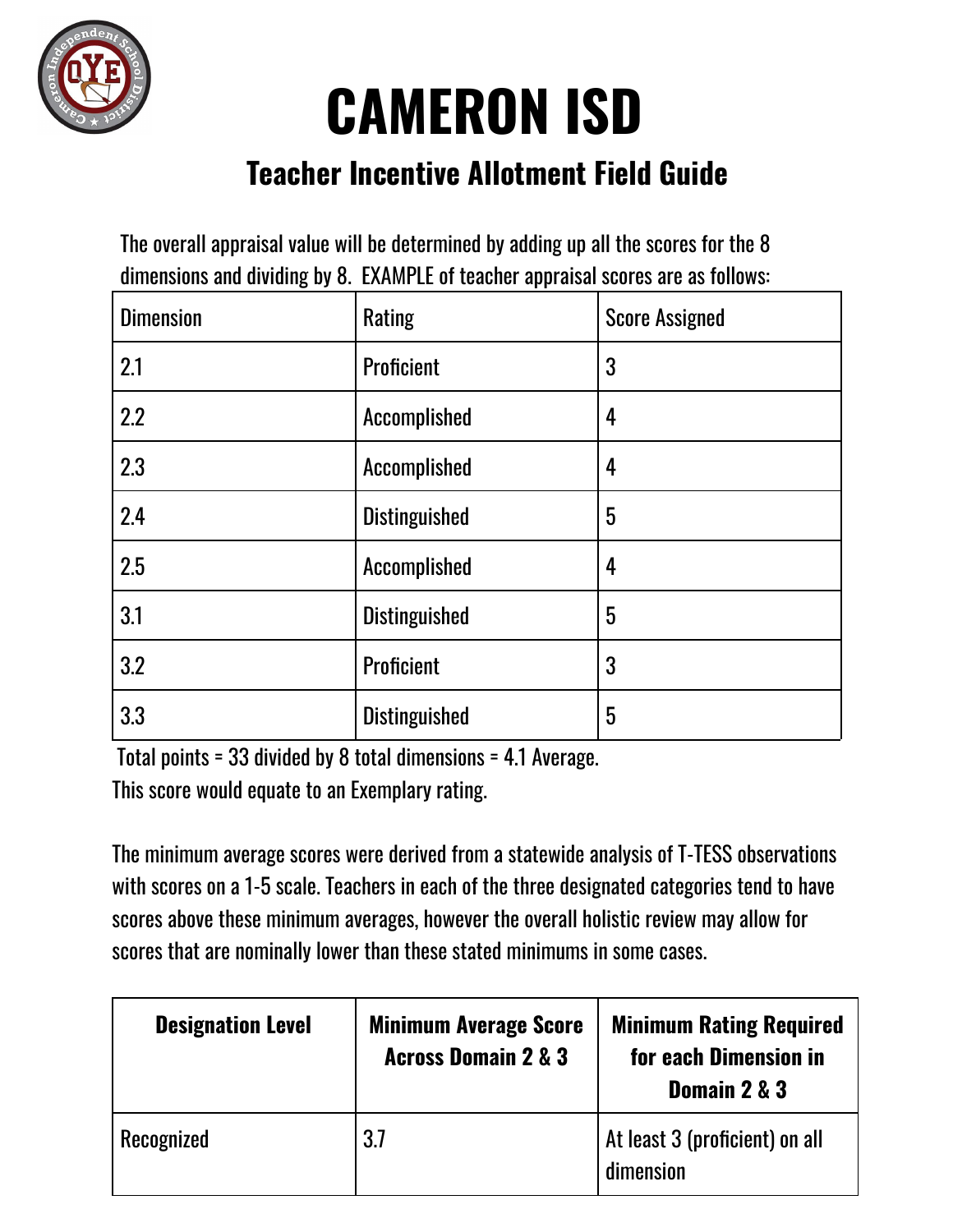# CAMERON ISD

## Teacher Incentive Allotment Field Guide

The overall appraisal value will be determined by adding up all the scores for the 8 dimensions and dividing by 8. EXAMPLE of teacher appraisal scores are as follows:

| Dimension | Rating | Score Assigned |
|---|---|---|
| 2.1 | Proficient | 3 |
| 2.2 | Accomplished | 4 |
| 2.3 | Accomplished | 4 |
| 2.4 | Distinguished | 5 |
| 2.5 | Accomplished | 4 |
| 3.1 | Distinguished | 5 |
| 3.2 | Proficient | 3 |
| 3.3 | Distinguished | 5 |

Total points = 33 divided by 8 total dimensions = 4.1 Average.
This score would equate to an Exemplary rating.

The minimum average scores were derived from a statewide analysis of T-TESS observations with scores on a 1-5 scale. Teachers in each of the three designated categories tend to have scores above these minimum averages, however the overall holistic review may allow for scores that are nominally lower than these stated minimums in some cases.

| **Designation Level** | **Minimum Average Score Across Domain 2 & 3** | **Minimum Rating Required for each Dimension in Domain 2 & 3** |
|---|---|---|
| Recognized | 3.7 | At least 3 (proficient) on all dimension |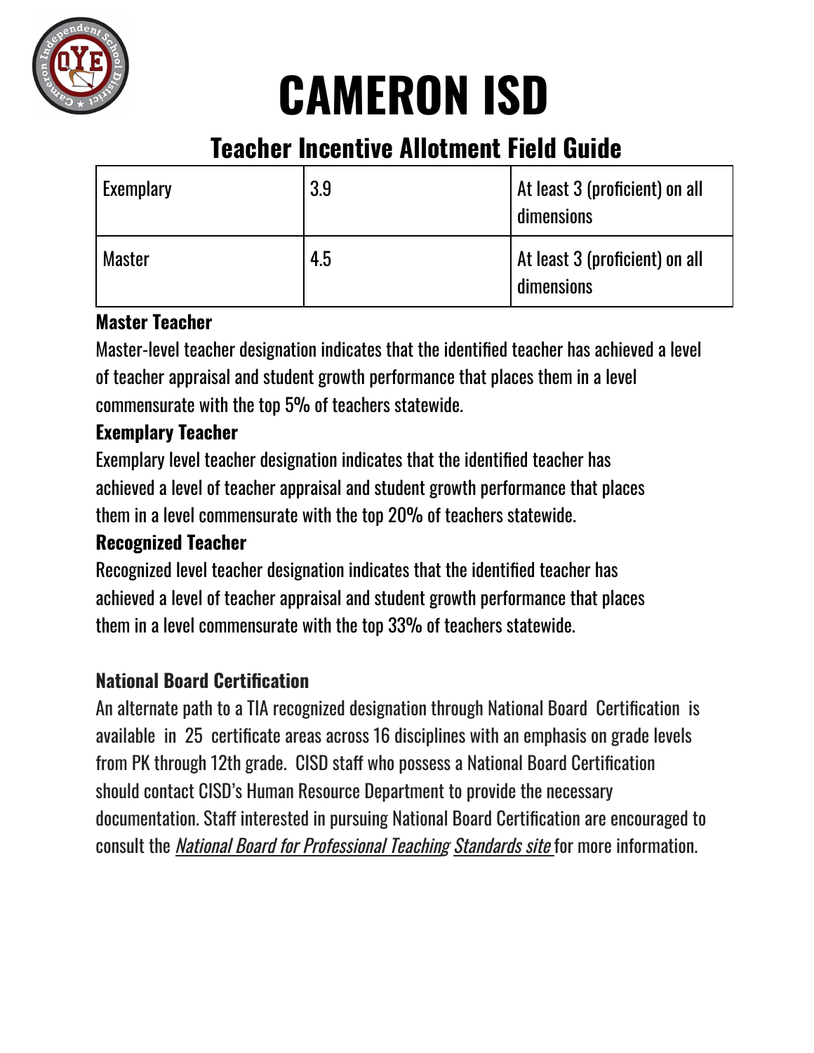# CAMERON ISD

## Teacher Incentive Allotment Field Guide

| | | |
|---|---|---|
| Exemplary | 3.9 | At least 3 (proficient) on all dimensions |
| Master | 4.5 | At least 3 (proficient) on all dimensions |

**Master Teacher**

Master-level teacher designation indicates that the identified teacher has achieved a level of teacher appraisal and student growth performance that places them in a level commensurate with the top 5% of teachers statewide.

**Exemplary Teacher**

Exemplary level teacher designation indicates that the identified teacher has achieved a level of teacher appraisal and student growth performance that places them in a level commensurate with the top 20% of teachers statewide.

**Recognized Teacher**

Recognized level teacher designation indicates that the identified teacher has achieved a level of teacher appraisal and student growth performance that places them in a level commensurate with the top 33% of teachers statewide.

**National Board Certification**

An alternate path to a TIA recognized designation through National Board Certification is available in 25 certificate areas across 16 disciplines with an emphasis on grade levels from PK through 12th grade. CISD staff who possess a National Board Certification should contact CISD's Human Resource Department to provide the necessary documentation. Staff interested in pursuing National Board Certification are encouraged to consult the *National Board for Professional Teaching Standards site* for more information.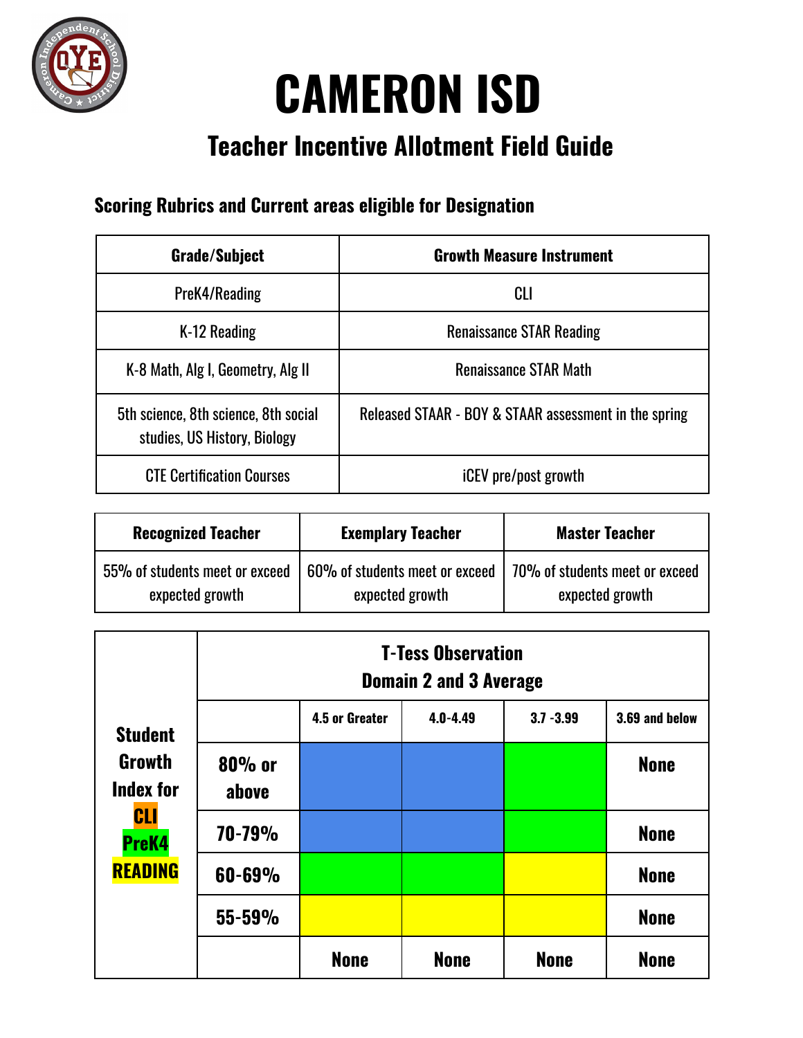# CAMERON ISD

## Teacher Incentive Allotment Field Guide

### Scoring Rubrics and Current areas eligible for Designation

| Grade/Subject | Growth Measure Instrument |
|---|---|
| PreK4/Reading | CLI |
| K-12 Reading | Renaissance STAR Reading |
| K-8 Math, Alg I, Geometry, Alg II | Renaissance STAR Math |
| 5th science, 8th science, 8th social studies, US History, Biology | Released STAAR - BOY & STAAR assessment in the spring |
| CTE Certification Courses | iCEV pre/post growth |

| Recognized Teacher | Exemplary Teacher | Master Teacher |
|---|---|---|
| 55% of students meet or exceed expected growth | 60% of students meet or exceed expected growth | 70% of students meet or exceed expected growth |

| Student Growth Index for CLI PreK4 READING | T-Tess Observation Domain 2 and 3 Average | | | | |
|---|---|---|---|---|---|
| | | 4.5 or Greater | 4.0-4.49 | 3.7 -3.99 | 3.69 and below |
| | 80% or above | | | | None |
| | 70-79% | | | | None |
| | 60-69% | | | | None |
| | 55-59% | | | | None |
| | | None | None | None | None |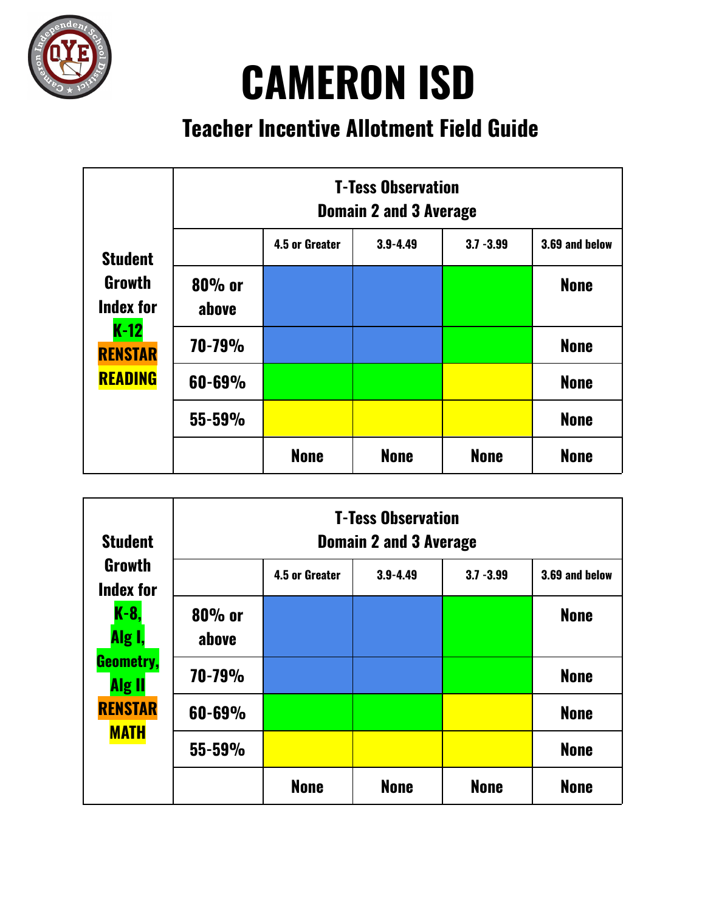# CAMERON ISD

## Teacher Incentive Allotment Field Guide

| Student Growth Index for K-12 RENSTAR READING | T-Tess Observation Domain 2 and 3 Average | | | |
|---|---|---|---|---|
| | 4.5 or Greater | 3.9-4.49 | 3.7 -3.99 | 3.69 and below |
| 80% or above | | | | None |
| 70-79% | | | | None |
| 60-69% | | | | None |
| 55-59% | | | | None |
| | None | None | None | None |

| Student Growth Index for K-8, Alg I, Geometry, Alg II RENSTAR MATH | T-Tess Observation Domain 2 and 3 Average | | | |
|---|---|---|---|---|
| | 4.5 or Greater | 3.9-4.49 | 3.7 -3.99 | 3.69 and below |
| 80% or above | | | | None |
| 70-79% | | | | None |
| 60-69% | | | | None |
| 55-59% | | | | None |
| | None | None | None | None |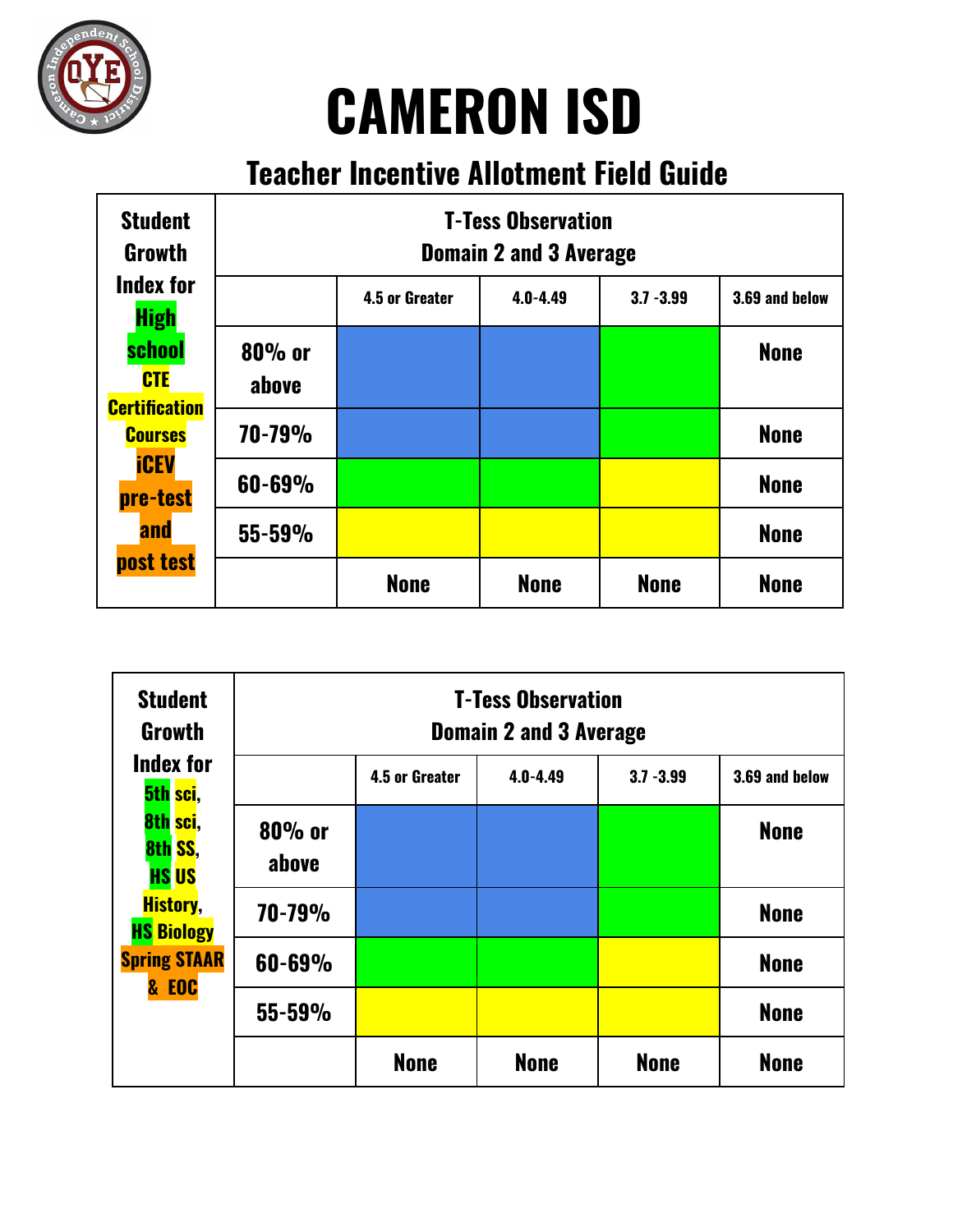# CAMERON ISD

## Teacher Incentive Allotment Field Guide

| Student Growth Index for High school CTE Certification Courses iCEV pre-test and post test | T-Tess Observation Domain 2 and 3 Average | | | | |
|---|---|---|---|---|---|
| | | 4.5 or Greater | 4.0-4.49 | 3.7 -3.99 | 3.69 and below |
| | 80% or above | | | | None |
| | 70-79% | | | | None |
| | 60-69% | | | | None |
| | 55-59% | | | | None |
| | | None | None | None | None |

| Student Growth Index for 5th sci, 8th sci, 8th SS, HS US History, HS Biology Spring STAAR & EOC | T-Tess Observation Domain 2 and 3 Average | | | | |
|---|---|---|---|---|---|
| | | 4.5 or Greater | 4.0-4.49 | 3.7 -3.99 | 3.69 and below |
| | 80% or above | | | | None |
| | 70-79% | | | | None |
| | 60-69% | | | | None |
| | 55-59% | | | | None |
| | | None | None | None | None |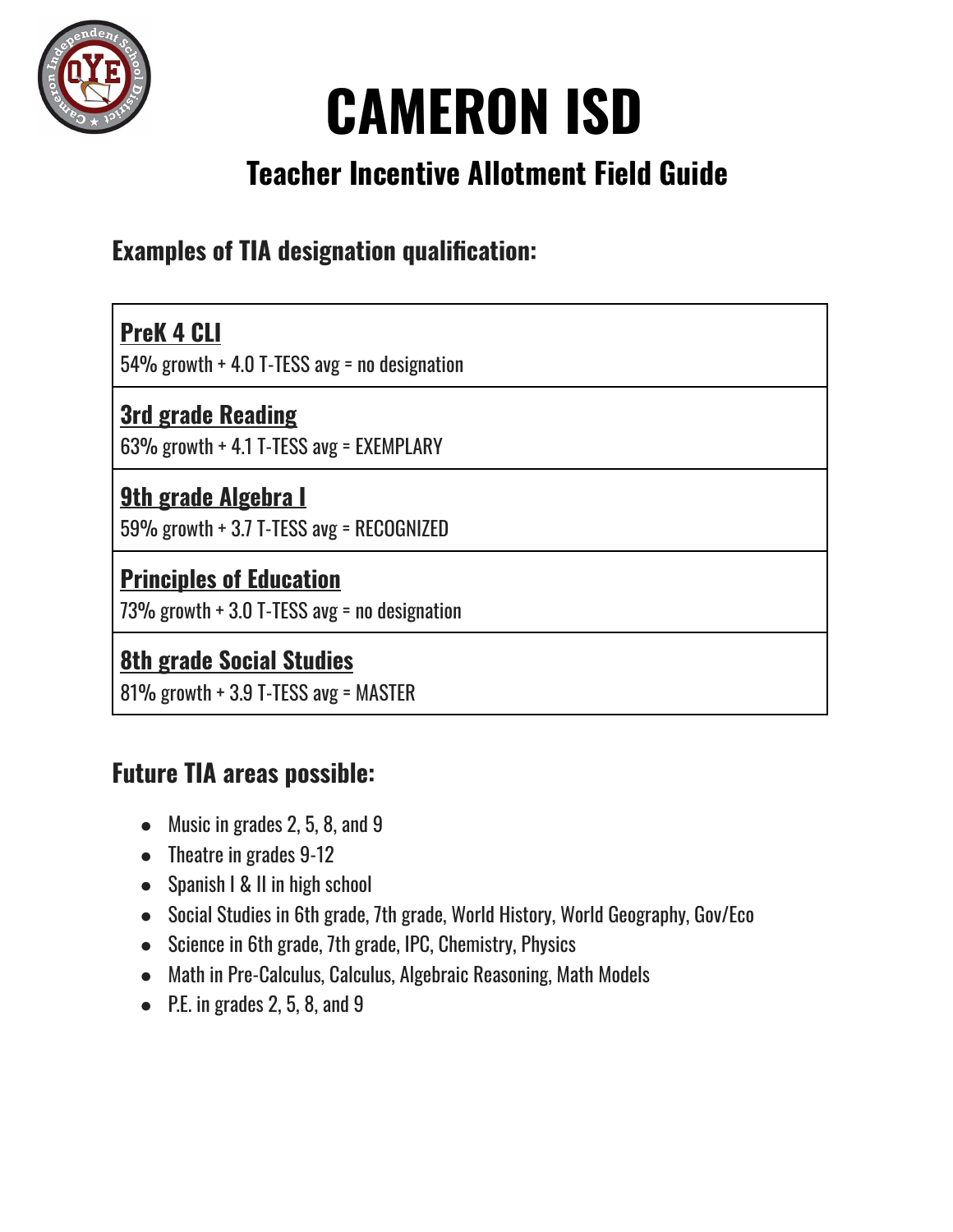# CAMERON ISD

## Teacher Incentive Allotment Field Guide

### Examples of TIA designation qualification:

| |
|---|
| **PreK 4 CLI**<br>54% growth + 4.0 T-TESS avg = no designation |
| **3rd grade Reading**<br>63% growth + 4.1 T-TESS avg = EXEMPLARY |
| **9th grade Algebra I**<br>59% growth + 3.7 T-TESS avg = RECOGNIZED |
| **Principles of Education**<br>73% growth + 3.0 T-TESS avg = no designation |
| **8th grade Social Studies**<br>81% growth + 3.9 T-TESS avg = MASTER |

### Future TIA areas possible:

- Music in grades 2, 5, 8, and 9
- Theatre in grades 9-12
- Spanish I & II in high school
- Social Studies in 6th grade, 7th grade, World History, World Geography, Gov/Eco
- Science in 6th grade, 7th grade, IPC, Chemistry, Physics
- Math in Pre-Calculus, Calculus, Algebraic Reasoning, Math Models
- P.E. in grades 2, 5, 8, and 9